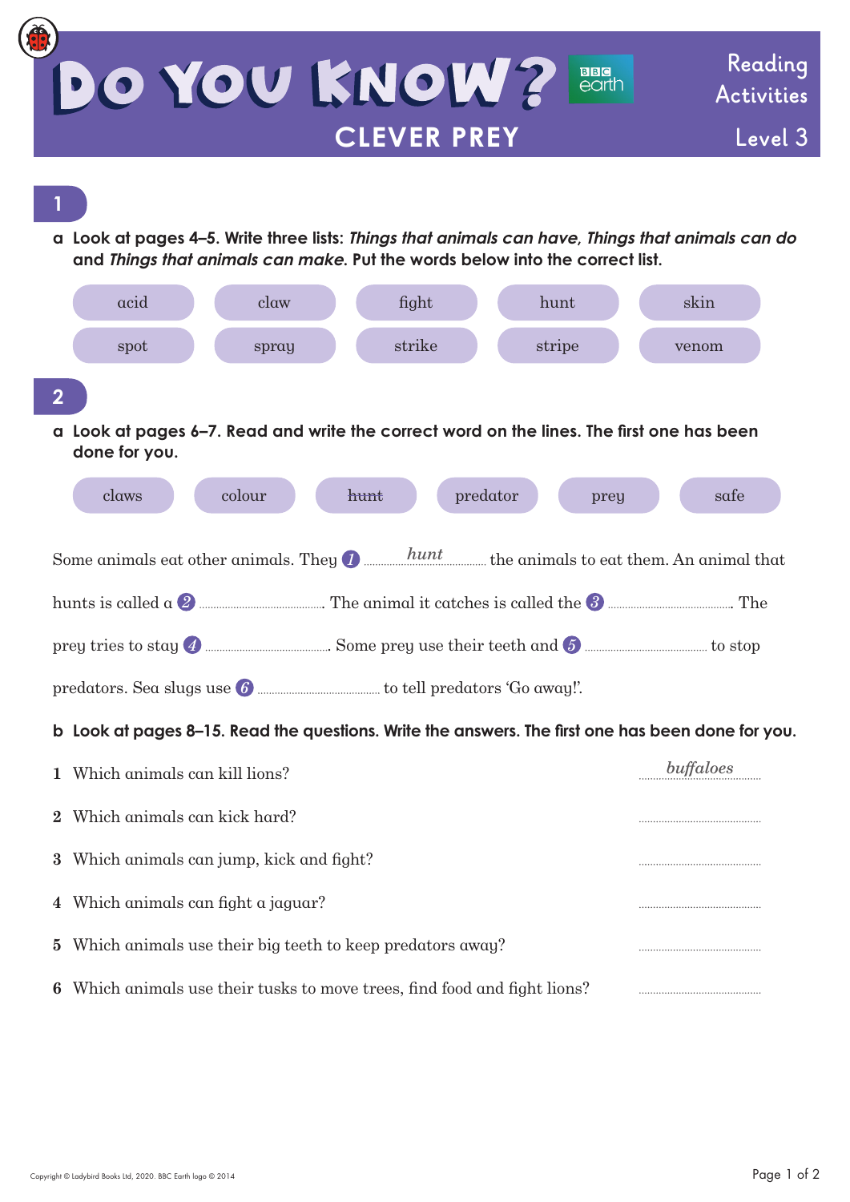# DO YOU KNOW? BBC earth

## CLEVER PREY

Reading Activities

Level 3

## 1

**a Look at pages 4–5. Write three lists: *Things that animals can have*, *Things that animals can do* and *Things that animals can make*. Put the words below into the correct list.**

acid | claw | fight | hunt | skin
spot | spray | strike | stripe | venom

## 2

**a Look at pages 6–7. Read and write the correct word on the lines. The first one has been done for you.**

claws | colour | ~~hunt~~ | predator | prey | safe

Some animals eat other animals. They 1 ......*hunt*...... the animals to eat them. An animal that hunts is called a 2 .................... The animal it catches is called the 3 .................... The prey tries to stay 4 .................... Some prey use their teeth and 5 .................... to stop predators. Sea slugs use 6 .................... to tell predators 'Go away!'.

**b Look at pages 8–15. Read the questions. Write the answers. The first one has been done for you.**

1 Which animals can kill lions? ......*buffaloes*......

2 Which animals can kick hard? ....................

3 Which animals can jump, kick and fight? ....................

4 Which animals can fight a jaguar? ....................

5 Which animals use their big teeth to keep predators away? ....................

6 Which animals use their tusks to move trees, find food and fight lions? ....................

Copyright © Ladybird Books Ltd, 2020. BBC Earth logo © 2014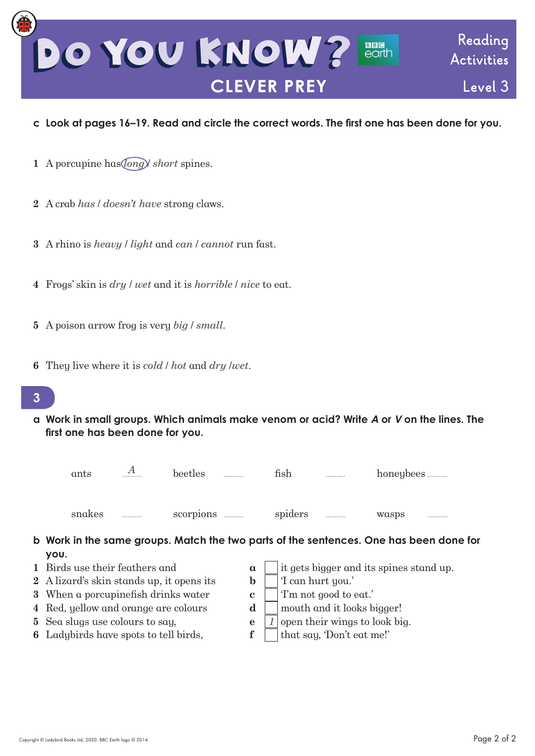# DO YOU KNOW? Reading Activities

## CLEVER PREY — Level 3

**c Look at pages 16–19. Read and circle the correct words. The first one has been done for you.**

1 A porcupine has *long* / *short* spines.

2 A crab *has* / *doesn't have* strong claws.

3 A rhino is *heavy* / *light* and *can* / *cannot* run fast.

4 Frogs' skin is *dry* / *wet* and it is *horrible* / *nice* to eat.

5 A poison arrow frog is very *big* / *small*.

6 They live where it is *cold* / *hot* and *dry* /*wet*.

## 3

**a Work in small groups. Which animals make venom or acid? Write *A* or *V* on the lines. The first one has been done for you.**

| | | | | | | | |
|---|---|---|---|---|---|---|---|
| ants | *A* | beetles | ........... | fish | ........... | honeybees | ........... |
| snakes | ........... | scorpions | ........... | spiders | ........... | wasps | ........... |

**b Work in the same groups. Match the two parts of the sentences. One has been done for you.**

1 Birds use their feathers and
2 A lizard's skin stands up, it opens its
3 When a porcupinefish drinks water
4 Red, yellow and orange are colours
5 Sea slugs use colours to say,
6 Ladybirds have spots to tell birds,

a [ ] it gets bigger and its spines stand up.
b [ ] 'I can hurt you.'
c [ ] 'I'm not good to eat.'
d [ ] mouth and it looks bigger!
e [*1*] open their wings to look big.
f [ ] that say, 'Don't eat me!'

Copyright © Ladybird Books Ltd, 2020. BBC Earth logo © 2014